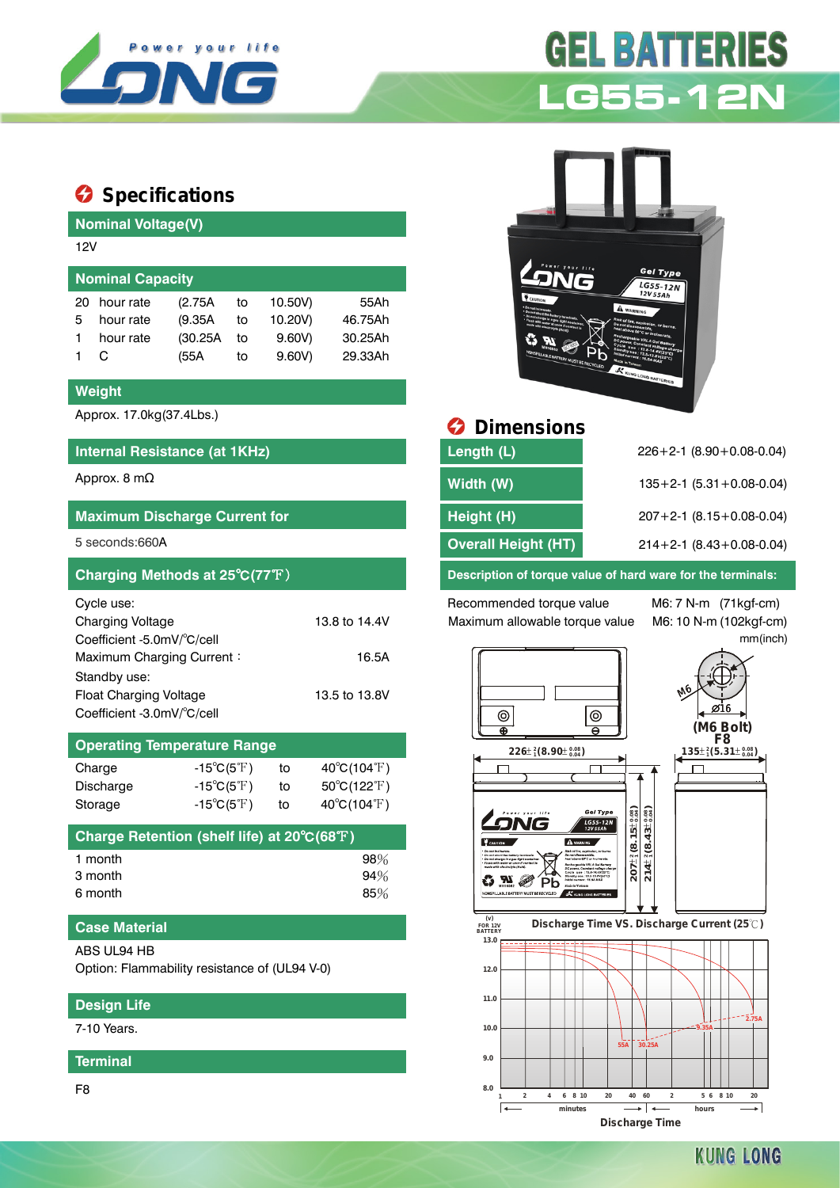# GEL BATTERIES

# LG55-12N

## Specifications

### Nominal Voltage(V)

12V

### Nominal Capacity

| | | | | | |
|---|---|---|---|---|---|
| 20 | hour rate | (2.75A | to | 10.50V) | 55Ah |
| 5 | hour rate | (9.35A | to | 10.20V) | 46.75Ah |
| 1 | hour rate | (30.25A | to | 9.60V) | 30.25Ah |
| 1 | C | (55A | to | 9.60V) | 29.33Ah |

### Weight

Approx. 17.0kg(37.4Lbs.)

### Internal Resistance (at 1KHz)

Approx. 8 mΩ

### Maximum Discharge Current for

5 seconds:660A

### Charging Methods at 25℃(77℉)

Cycle use:

| | |
|---|---|
| Charging Voltage | 13.8 to 14.4V |
| Coefficient -5.0mV/℃/cell | |
| Maximum Charging Current： | 16.5A |

Standby use:

| | |
|---|---|
| Float Charging Voltage | 13.5 to 13.8V |
| Coefficient -3.0mV/℃/cell | |

### Operating Temperature Range

| | | | |
|---|---|---|---|
| Charge | -15℃(5℉) | to | 40℃(104℉) |
| Discharge | -15℃(5℉) | to | 50℃(122℉) |
| Storage | -15℃(5℉) | to | 40℃(104℉) |

### Charge Retention (shelf life) at 20℃(68℉)

| | |
|---|---|
| 1 month | 98% |
| 3 month | 94% |
| 6 month | 85% |

### Case Material

ABS UL94 HB

Option: Flammability resistance of (UL94 V-0)

### Design Life

7-10 Years.

### Terminal

F8

## Dimensions

| | |
|---|---|
| Length (L) | 226+2-1 (8.90+0.08-0.04) |
| Width (W) | 135+2-1 (5.31+0.08-0.04) |
| Height (H) | 207+2-1 (8.15+0.08-0.04) |
| Overall Height (HT) | 214+2-1 (8.43+0.08-0.04) |

### Description of torque value of hard ware for the terminals:

| | |
|---|---|
| Recommended torque value | M6: 7 N-m (71kgf-cm) |
| Maximum allowable torque value | M6: 10 N-m (102kgf-cm) |

mm(inch)

M6, Ø16, (M6 Bolt) F8

$226\pm^{2}_{1}$($8.90\pm^{0.08}_{0.04}$)

$135\pm^{2}_{1}$($5.31\pm^{0.08}_{0.04}$)

$207\pm^{2}_{1}$($8.15\pm^{0.08}_{0.04}$)

$214\pm^{2}_{1}$($8.43\pm^{0.08}_{0.04}$)

Discharge Time VS. Discharge Current (25℃)

(V) FOR 12V BATTERY: 13.0, 12.0, 11.0, 10.0, 9.0, 8.0

55A, 30.25A, 9.35A, 2.75A

minutes: 1, 2, 4, 6, 8, 10, 20, 40, 60 — hours: 2, 5, 6, 8, 10, 20

Discharge Time

KUNG LONG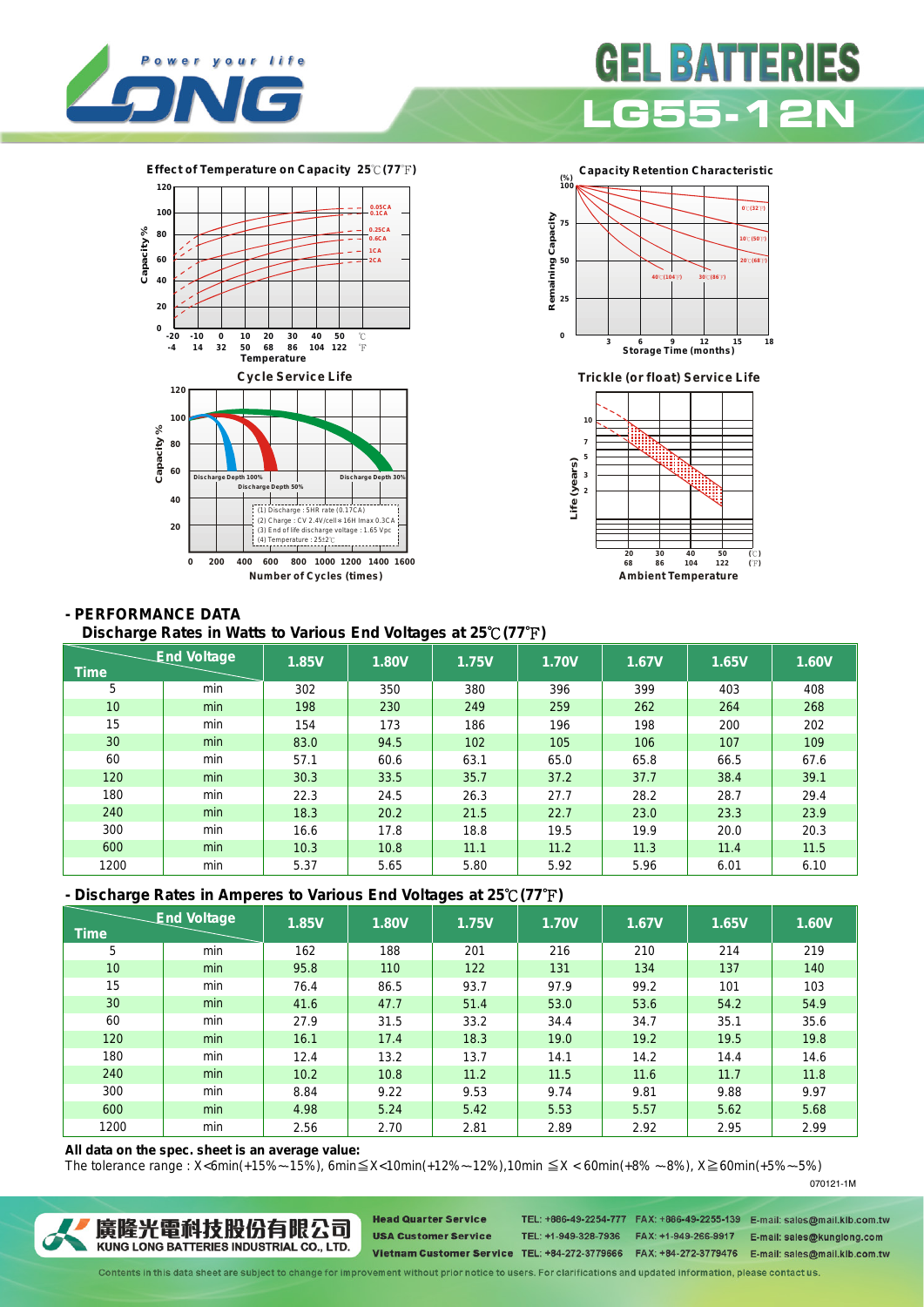# GEL BATTERIES

## LG55-12N

Power your life

LONG

Effect of Temperature on Capacity 25℃(77℉)

Capacity %

120
100
80
60
40
20
0

-20 -10 0 10 20 30 40 50 ℃
-4 14 32 50 68 86 104 122 ℉

Temperature

0.05CA
0.1CA
0.25CA
0.6CA
1CA
2CA

Capacity Retention Characteristic

(%)
100
75
50
25
0

Remaining Capacity

3 6 9 12 15 18

Storage Time (months)

0℃(32℉)
10℃(50℉)
20℃(68℉)
40℃(104℉)
30℃(86℉)

Cycle Service Life

Capacity %

120
100
80
60
40
20

0 200 400 600 800 1000 1200 1400 1600

Number of Cycles (times)

Discharge Depth 100%
Discharge Depth 50%
Discharge Depth 30%

(1) Discharge : 5HR rate (0.17CA)
(2) Charge : CV 2.4V/cell＊16H Imax 0.3CA
(3) End of life discharge voltage : 1.65 Vpc
(4) Temperature : 25±2℃

Trickle (or float) Service Life

Life (years)

10
7
5
3
2

20 30 40 50 (℃)
68 86 104 122 (℉)

Ambient Temperature

## - PERFORMANCE DATA

### Discharge Rates in Watts to Various End Voltages at 25℃(77℉)

| Time | | 1.85V | 1.80V | 1.75V | 1.70V | 1.67V | 1.65V | 1.60V |
|---|---|---|---|---|---|---|---|---|
| 5 | min | 302 | 350 | 380 | 396 | 399 | 403 | 408 |
| 10 | min | 198 | 230 | 249 | 259 | 262 | 264 | 268 |
| 15 | min | 154 | 173 | 186 | 196 | 198 | 200 | 202 |
| 30 | min | 83.0 | 94.5 | 102 | 105 | 106 | 107 | 109 |
| 60 | min | 57.1 | 60.6 | 63.1 | 65.0 | 65.8 | 66.5 | 67.6 |
| 120 | min | 30.3 | 33.5 | 35.7 | 37.2 | 37.7 | 38.4 | 39.1 |
| 180 | min | 22.3 | 24.5 | 26.3 | 27.7 | 28.2 | 28.7 | 29.4 |
| 240 | min | 18.3 | 20.2 | 21.5 | 22.7 | 23.0 | 23.3 | 23.9 |
| 300 | min | 16.6 | 17.8 | 18.8 | 19.5 | 19.9 | 20.0 | 20.3 |
| 600 | min | 10.3 | 10.8 | 11.1 | 11.2 | 11.3 | 11.4 | 11.5 |
| 1200 | min | 5.37 | 5.65 | 5.80 | 5.92 | 5.96 | 6.01 | 6.10 |

### - Discharge Rates in Amperes to Various End Voltages at 25℃(77℉)

| Time | | 1.85V | 1.80V | 1.75V | 1.70V | 1.67V | 1.65V | 1.60V |
|---|---|---|---|---|---|---|---|---|
| 5 | min | 162 | 188 | 201 | 216 | 210 | 214 | 219 |
| 10 | min | 95.8 | 110 | 122 | 131 | 134 | 137 | 140 |
| 15 | min | 76.4 | 86.5 | 93.7 | 97.9 | 99.2 | 101 | 103 |
| 30 | min | 41.6 | 47.7 | 51.4 | 53.0 | 53.6 | 54.2 | 54.9 |
| 60 | min | 27.9 | 31.5 | 33.2 | 34.4 | 34.7 | 35.1 | 35.6 |
| 120 | min | 16.1 | 17.4 | 18.3 | 19.0 | 19.2 | 19.5 | 19.8 |
| 180 | min | 12.4 | 13.2 | 13.7 | 14.1 | 14.2 | 14.4 | 14.6 |
| 240 | min | 10.2 | 10.8 | 11.2 | 11.5 | 11.6 | 11.7 | 11.8 |
| 300 | min | 8.84 | 9.22 | 9.53 | 9.74 | 9.81 | 9.88 | 9.97 |
| 600 | min | 4.98 | 5.24 | 5.42 | 5.53 | 5.57 | 5.62 | 5.68 |
| 1200 | min | 2.56 | 2.70 | 2.81 | 2.89 | 2.92 | 2.95 | 2.99 |

**All data on the spec. sheet is an average value:**

The tolerance range : X<6min(+15%~-15%), 6min≦X<10min(+12%~-12%),10min ≦X < 60min(+8% ~-8%), X≧60min(+5%~-5%)

070121-1M

廣隆光電科技股份有限公司
KUNG LONG BATTERIES INDUSTRIAL CO., LTD.

| | | | |
|---|---|---|---|
| Head Quarter Service | TEL: +886-49-2254-777 | FAX: +886-49-2255-139 | E-mail: sales@mail.klb.com.tw |
| USA Customer Service | TEL: +1-949-328-7936 | FAX: +1-949-266-8917 | E-mail: sales@kunglong.com |
| Vietnam Customer Service | TEL: +84-272-3779666 | FAX: +84-272-3779476 | E-mail: sales@mail.klb.com.tw |

Contents in this data sheet are subject to change for improvement without prior notice to users. For clarifications and updated information, please contact us.